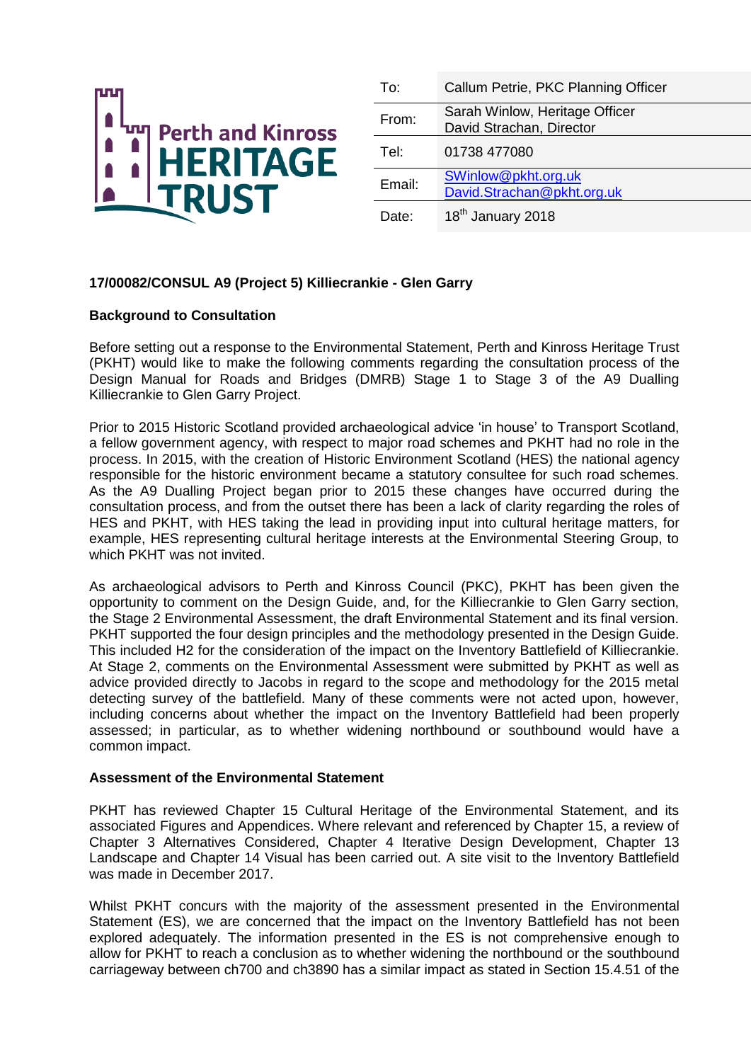Perth and Kinross HERITAGE TRUST

| To: | Callum Petrie, PKC Planning Officer |
| --- | --- |
| From: | Sarah Winlow, Heritage Officer<br>David Strachan, Director |
| Tel: | 01738 477080 |
| Email: | SWinlow@pkht.org.uk<br>David.Strachan@pkht.org.uk |
| Date: | 18th January 2018 |

**17/00082/CONSUL A9 (Project 5) Killiecrankie - Glen Garry**

**Background to Consultation**

Before setting out a response to the Environmental Statement, Perth and Kinross Heritage Trust (PKHT) would like to make the following comments regarding the consultation process of the Design Manual for Roads and Bridges (DMRB) Stage 1 to Stage 3 of the A9 Dualling Killiecrankie to Glen Garry Project.

Prior to 2015 Historic Scotland provided archaeological advice 'in house' to Transport Scotland, a fellow government agency, with respect to major road schemes and PKHT had no role in the process. In 2015, with the creation of Historic Environment Scotland (HES) the national agency responsible for the historic environment became a statutory consultee for such road schemes. As the A9 Dualling Project began prior to 2015 these changes have occurred during the consultation process, and from the outset there has been a lack of clarity regarding the roles of HES and PKHT, with HES taking the lead in providing input into cultural heritage matters, for example, HES representing cultural heritage interests at the Environmental Steering Group, to which PKHT was not invited.

As archaeological advisors to Perth and Kinross Council (PKC), PKHT has been given the opportunity to comment on the Design Guide, and, for the Killiecrankie to Glen Garry section, the Stage 2 Environmental Assessment, the draft Environmental Statement and its final version. PKHT supported the four design principles and the methodology presented in the Design Guide. This included H2 for the consideration of the impact on the Inventory Battlefield of Killiecrankie. At Stage 2, comments on the Environmental Assessment were submitted by PKHT as well as advice provided directly to Jacobs in regard to the scope and methodology for the 2015 metal detecting survey of the battlefield. Many of these comments were not acted upon, however, including concerns about whether the impact on the Inventory Battlefield had been properly assessed; in particular, as to whether widening northbound or southbound would have a common impact.

**Assessment of the Environmental Statement**

PKHT has reviewed Chapter 15 Cultural Heritage of the Environmental Statement, and its associated Figures and Appendices. Where relevant and referenced by Chapter 15, a review of Chapter 3 Alternatives Considered, Chapter 4 Iterative Design Development, Chapter 13 Landscape and Chapter 14 Visual has been carried out. A site visit to the Inventory Battlefield was made in December 2017.

Whilst PKHT concurs with the majority of the assessment presented in the Environmental Statement (ES), we are concerned that the impact on the Inventory Battlefield has not been explored adequately. The information presented in the ES is not comprehensive enough to allow for PKHT to reach a conclusion as to whether widening the northbound or the southbound carriageway between ch700 and ch3890 has a similar impact as stated in Section 15.4.51 of the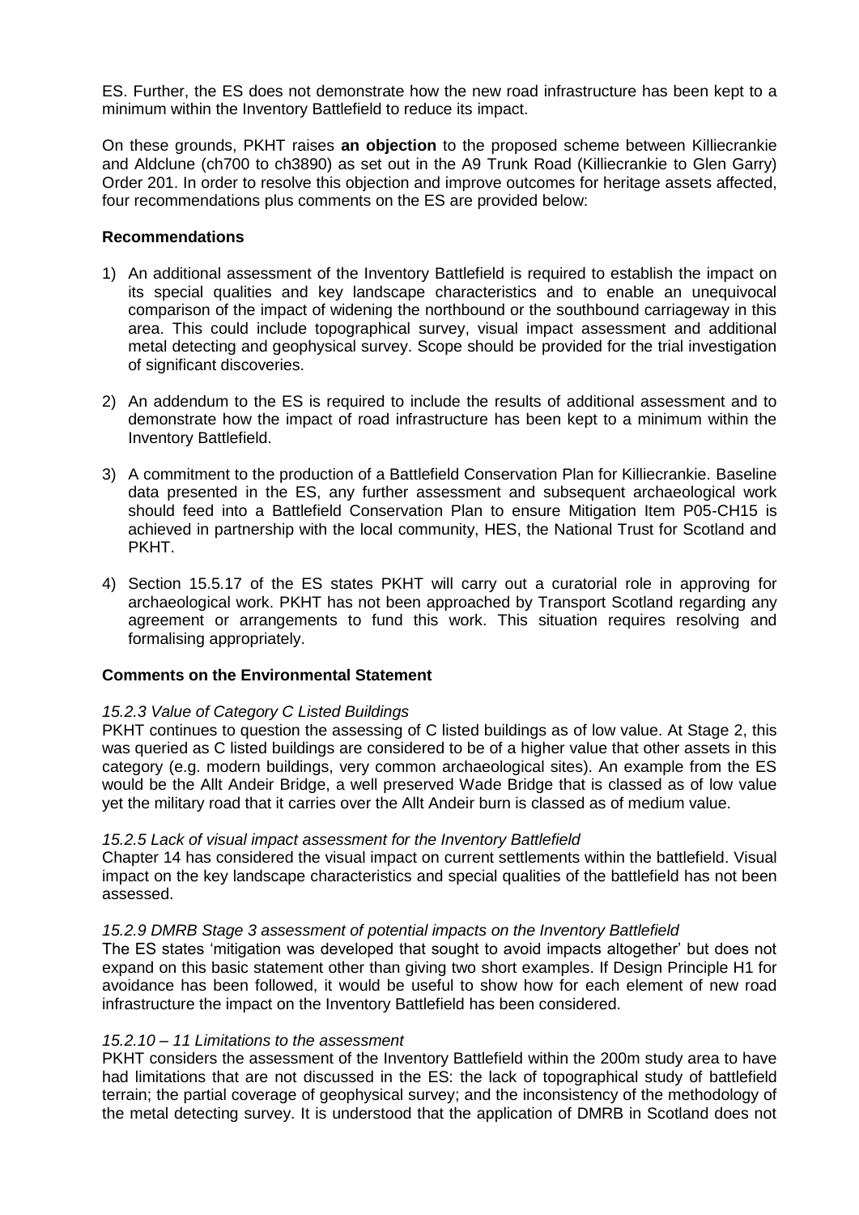ES. Further, the ES does not demonstrate how the new road infrastructure has been kept to a minimum within the Inventory Battlefield to reduce its impact.

On these grounds, PKHT raises **an objection** to the proposed scheme between Killiecrankie and Aldclune (ch700 to ch3890) as set out in the A9 Trunk Road (Killiecrankie to Glen Garry) Order 201. In order to resolve this objection and improve outcomes for heritage assets affected, four recommendations plus comments on the ES are provided below:

**Recommendations**

1) An additional assessment of the Inventory Battlefield is required to establish the impact on its special qualities and key landscape characteristics and to enable an unequivocal comparison of the impact of widening the northbound or the southbound carriageway in this area. This could include topographical survey, visual impact assessment and additional metal detecting and geophysical survey. Scope should be provided for the trial investigation of significant discoveries.

2) An addendum to the ES is required to include the results of additional assessment and to demonstrate how the impact of road infrastructure has been kept to a minimum within the Inventory Battlefield.

3) A commitment to the production of a Battlefield Conservation Plan for Killiecrankie. Baseline data presented in the ES, any further assessment and subsequent archaeological work should feed into a Battlefield Conservation Plan to ensure Mitigation Item P05-CH15 is achieved in partnership with the local community, HES, the National Trust for Scotland and PKHT.

4) Section 15.5.17 of the ES states PKHT will carry out a curatorial role in approving for archaeological work. PKHT has not been approached by Transport Scotland regarding any agreement or arrangements to fund this work. This situation requires resolving and formalising appropriately.

**Comments on the Environmental Statement**

*15.2.3 Value of Category C Listed Buildings*

PKHT continues to question the assessing of C listed buildings as of low value. At Stage 2, this was queried as C listed buildings are considered to be of a higher value that other assets in this category (e.g. modern buildings, very common archaeological sites). An example from the ES would be the Allt Andeir Bridge, a well preserved Wade Bridge that is classed as of low value yet the military road that it carries over the Allt Andeir burn is classed as of medium value.

*15.2.5 Lack of visual impact assessment for the Inventory Battlefield*

Chapter 14 has considered the visual impact on current settlements within the battlefield. Visual impact on the key landscape characteristics and special qualities of the battlefield has not been assessed.

*15.2.9 DMRB Stage 3 assessment of potential impacts on the Inventory Battlefield*

The ES states 'mitigation was developed that sought to avoid impacts altogether' but does not expand on this basic statement other than giving two short examples. If Design Principle H1 for avoidance has been followed, it would be useful to show how for each element of new road infrastructure the impact on the Inventory Battlefield has been considered.

*15.2.10 – 11 Limitations to the assessment*

PKHT considers the assessment of the Inventory Battlefield within the 200m study area to have had limitations that are not discussed in the ES: the lack of topographical study of battlefield terrain; the partial coverage of geophysical survey; and the inconsistency of the methodology of the metal detecting survey. It is understood that the application of DMRB in Scotland does not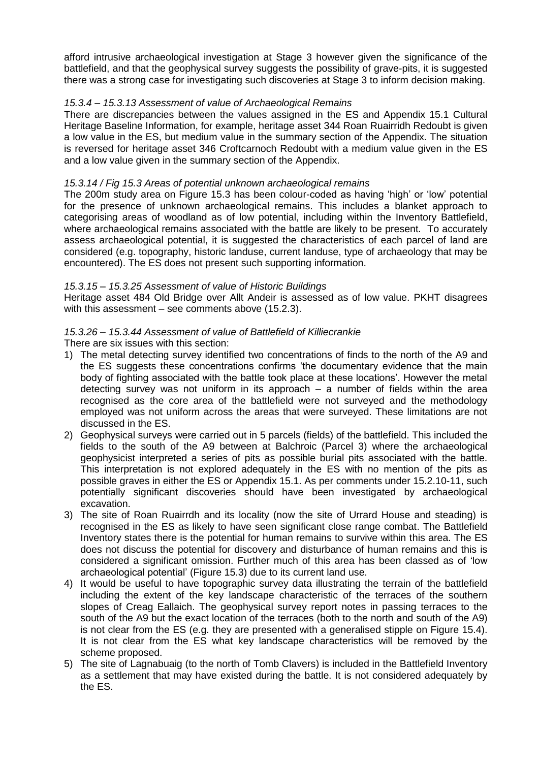afford intrusive archaeological investigation at Stage 3 however given the significance of the battlefield, and that the geophysical survey suggests the possibility of grave-pits, it is suggested there was a strong case for investigating such discoveries at Stage 3 to inform decision making.

*15.3.4 – 15.3.13 Assessment of value of Archaeological Remains*

There are discrepancies between the values assigned in the ES and Appendix 15.1 Cultural Heritage Baseline Information, for example, heritage asset 344 Roan Ruairridh Redoubt is given a low value in the ES, but medium value in the summary section of the Appendix. The situation is reversed for heritage asset 346 Croftcarnoch Redoubt with a medium value given in the ES and a low value given in the summary section of the Appendix.

*15.3.14 / Fig 15.3 Areas of potential unknown archaeological remains*

The 200m study area on Figure 15.3 has been colour-coded as having 'high' or 'low' potential for the presence of unknown archaeological remains. This includes a blanket approach to categorising areas of woodland as of low potential, including within the Inventory Battlefield, where archaeological remains associated with the battle are likely to be present. To accurately assess archaeological potential, it is suggested the characteristics of each parcel of land are considered (e.g. topography, historic landuse, current landuse, type of archaeology that may be encountered). The ES does not present such supporting information.

*15.3.15 – 15.3.25 Assessment of value of Historic Buildings*

Heritage asset 484 Old Bridge over Allt Andeir is assessed as of low value. PKHT disagrees with this assessment – see comments above (15.2.3).

*15.3.26 – 15.3.44 Assessment of value of Battlefield of Killiecrankie*

There are six issues with this section:

1) The metal detecting survey identified two concentrations of finds to the north of the A9 and the ES suggests these concentrations confirms 'the documentary evidence that the main body of fighting associated with the battle took place at these locations'. However the metal detecting survey was not uniform in its approach – a number of fields within the area recognised as the core area of the battlefield were not surveyed and the methodology employed was not uniform across the areas that were surveyed. These limitations are not discussed in the ES.
2) Geophysical surveys were carried out in 5 parcels (fields) of the battlefield. This included the fields to the south of the A9 between at Balchroic (Parcel 3) where the archaeological geophysicist interpreted a series of pits as possible burial pits associated with the battle. This interpretation is not explored adequately in the ES with no mention of the pits as possible graves in either the ES or Appendix 15.1. As per comments under 15.2.10-11, such potentially significant discoveries should have been investigated by archaeological excavation.
3) The site of Roan Ruairrdh and its locality (now the site of Urrard House and steading) is recognised in the ES as likely to have seen significant close range combat. The Battlefield Inventory states there is the potential for human remains to survive within this area. The ES does not discuss the potential for discovery and disturbance of human remains and this is considered a significant omission. Further much of this area has been classed as of 'low archaeological potential' (Figure 15.3) due to its current land use.
4) It would be useful to have topographic survey data illustrating the terrain of the battlefield including the extent of the key landscape characteristic of the terraces of the southern slopes of Creag Eallaich. The geophysical survey report notes in passing terraces to the south of the A9 but the exact location of the terraces (both to the north and south of the A9) is not clear from the ES (e.g. they are presented with a generalised stipple on Figure 15.4). It is not clear from the ES what key landscape characteristics will be removed by the scheme proposed.
5) The site of Lagnabuaig (to the north of Tomb Clavers) is included in the Battlefield Inventory as a settlement that may have existed during the battle. It is not considered adequately by the ES.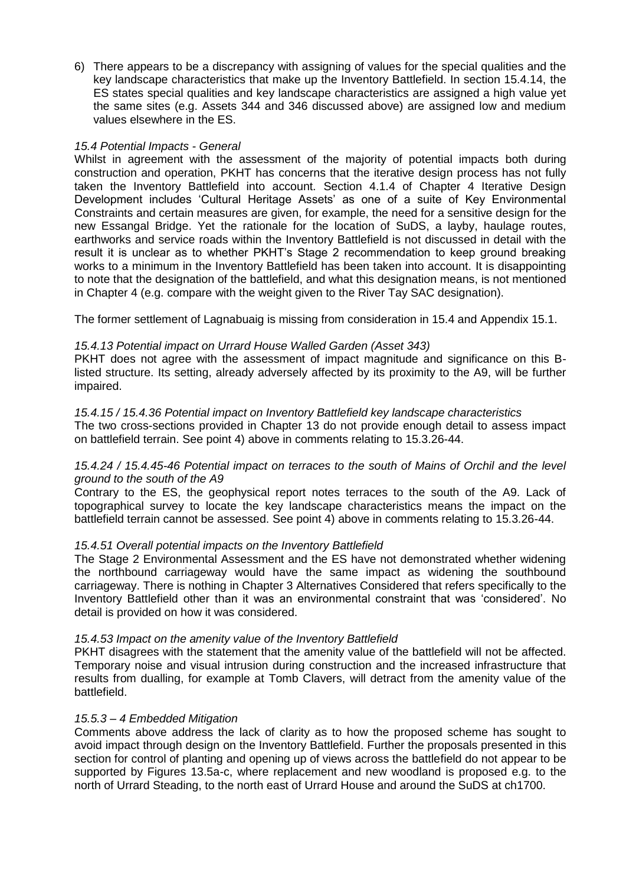6) There appears to be a discrepancy with assigning of values for the special qualities and the key landscape characteristics that make up the Inventory Battlefield. In section 15.4.14, the ES states special qualities and key landscape characteristics are assigned a high value yet the same sites (e.g. Assets 344 and 346 discussed above) are assigned low and medium values elsewhere in the ES.

*15.4 Potential Impacts - General*

Whilst in agreement with the assessment of the majority of potential impacts both during construction and operation, PKHT has concerns that the iterative design process has not fully taken the Inventory Battlefield into account. Section 4.1.4 of Chapter 4 Iterative Design Development includes 'Cultural Heritage Assets' as one of a suite of Key Environmental Constraints and certain measures are given, for example, the need for a sensitive design for the new Essangal Bridge. Yet the rationale for the location of SuDS, a layby, haulage routes, earthworks and service roads within the Inventory Battlefield is not discussed in detail with the result it is unclear as to whether PKHT's Stage 2 recommendation to keep ground breaking works to a minimum in the Inventory Battlefield has been taken into account. It is disappointing to note that the designation of the battlefield, and what this designation means, is not mentioned in Chapter 4 (e.g. compare with the weight given to the River Tay SAC designation).

The former settlement of Lagnabuaig is missing from consideration in 15.4 and Appendix 15.1.

*15.4.13 Potential impact on Urrard House Walled Garden (Asset 343)*

PKHT does not agree with the assessment of impact magnitude and significance on this B-listed structure. Its setting, already adversely affected by its proximity to the A9, will be further impaired.

*15.4.15 / 15.4.36 Potential impact on Inventory Battlefield key landscape characteristics*

The two cross-sections provided in Chapter 13 do not provide enough detail to assess impact on battlefield terrain. See point 4) above in comments relating to 15.3.26-44.

*15.4.24 / 15.4.45-46 Potential impact on terraces to the south of Mains of Orchil and the level ground to the south of the A9*

Contrary to the ES, the geophysical report notes terraces to the south of the A9. Lack of topographical survey to locate the key landscape characteristics means the impact on the battlefield terrain cannot be assessed. See point 4) above in comments relating to 15.3.26-44.

*15.4.51 Overall potential impacts on the Inventory Battlefield*

The Stage 2 Environmental Assessment and the ES have not demonstrated whether widening the northbound carriageway would have the same impact as widening the southbound carriageway. There is nothing in Chapter 3 Alternatives Considered that refers specifically to the Inventory Battlefield other than it was an environmental constraint that was 'considered'. No detail is provided on how it was considered.

*15.4.53 Impact on the amenity value of the Inventory Battlefield*

PKHT disagrees with the statement that the amenity value of the battlefield will not be affected. Temporary noise and visual intrusion during construction and the increased infrastructure that results from dualling, for example at Tomb Clavers, will detract from the amenity value of the battlefield.

*15.5.3 – 4 Embedded Mitigation*

Comments above address the lack of clarity as to how the proposed scheme has sought to avoid impact through design on the Inventory Battlefield. Further the proposals presented in this section for control of planting and opening up of views across the battlefield do not appear to be supported by Figures 13.5a-c, where replacement and new woodland is proposed e.g. to the north of Urrard Steading, to the north east of Urrard House and around the SuDS at ch1700.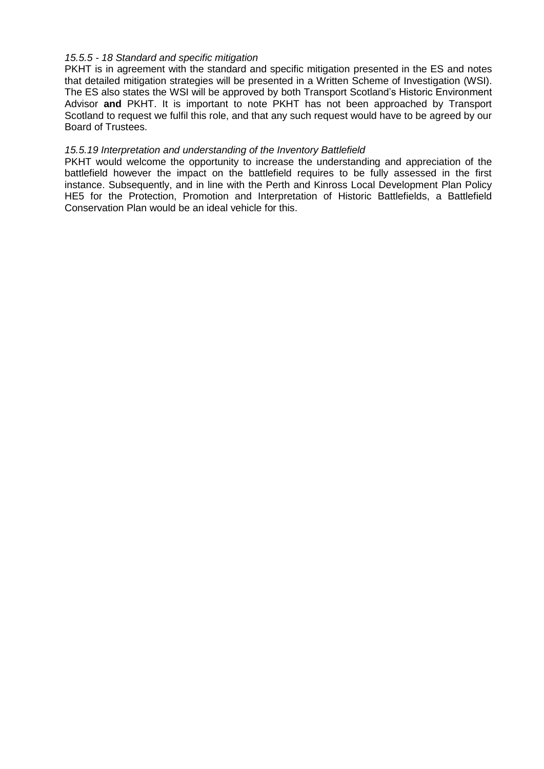*15.5.5 - 18 Standard and specific mitigation*

PKHT is in agreement with the standard and specific mitigation presented in the ES and notes that detailed mitigation strategies will be presented in a Written Scheme of Investigation (WSI). The ES also states the WSI will be approved by both Transport Scotland's Historic Environment Advisor **and** PKHT. It is important to note PKHT has not been approached by Transport Scotland to request we fulfil this role, and that any such request would have to be agreed by our Board of Trustees.

*15.5.19 Interpretation and understanding of the Inventory Battlefield*

PKHT would welcome the opportunity to increase the understanding and appreciation of the battlefield however the impact on the battlefield requires to be fully assessed in the first instance. Subsequently, and in line with the Perth and Kinross Local Development Plan Policy HE5 for the Protection, Promotion and Interpretation of Historic Battlefields, a Battlefield Conservation Plan would be an ideal vehicle for this.